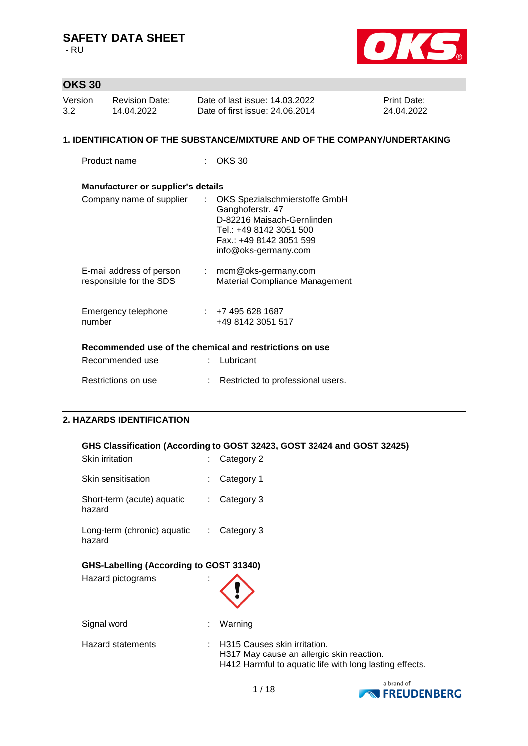# SAFETY DATA SHEET
- RU

## OKS 30

| Version | Revision Date: | Date of last issue: 14.03.2022 | Print Date: |
|---|---|---|---|
| 3.2 | 14.04.2022 | Date of first issue: 24.06.2014 | 24.04.2022 |

## 1. IDENTIFICATION OF THE SUBSTANCE/MIXTURE AND OF THE COMPANY/UNDERTAKING

Product name : OKS 30

**Manufacturer or supplier's details**

Company name of supplier : OKS Spezialschmierstoffe GmbH
Ganghoferstr. 47
D-82216 Maisach-Gernlinden
Tel.: +49 8142 3051 500
Fax.: +49 8142 3051 599
info@oks-germany.com

E-mail address of person responsible for the SDS : mcm@oks-germany.com
Material Compliance Management

Emergency telephone number : +7 495 628 1687
+49 8142 3051 517

**Recommended use of the chemical and restrictions on use**

Recommended use : Lubricant

Restrictions on use : Restricted to professional users.

## 2. HAZARDS IDENTIFICATION

**GHS Classification (According to GOST 32423, GOST 32424 and GOST 32425)**

Skin irritation : Category 2

Skin sensitisation : Category 1

Short-term (acute) aquatic hazard : Category 3

Long-term (chronic) aquatic hazard : Category 3

**GHS-Labelling (According to GOST 31340)**

Hazard pictograms :

Signal word : Warning

Hazard statements : H315 Causes skin irritation.
H317 May cause an allergic skin reaction.
H412 Harmful to aquatic life with long lasting effects.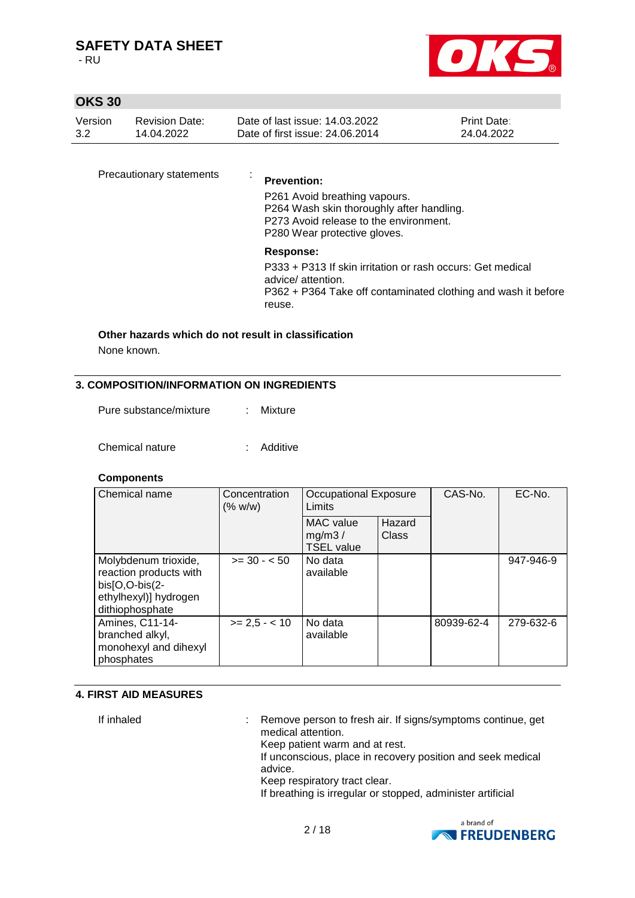Precautionary statements :

**Prevention:**

P261 Avoid breathing vapours.
P264 Wash skin thoroughly after handling.
P273 Avoid release to the environment.
P280 Wear protective gloves.

**Response:**

P333 + P313 If skin irritation or rash occurs: Get medical advice/ attention.
P362 + P364 Take off contaminated clothing and wash it before reuse.

**Other hazards which do not result in classification**

None known.

## 3. COMPOSITION/INFORMATION ON INGREDIENTS

Pure substance/mixture : Mixture

Chemical nature : Additive

**Components**

| Chemical name | Concentration (% w/w) | Occupational Exposure Limits | | CAS-No. | EC-No. |
|---|---|---|---|---|---|
| | | MAC value mg/m3 / TSEL value | Hazard Class | | |
| Molybdenum trioxide, reaction products with bis[O,O-bis(2-ethylhexyl)] hydrogen dithiophosphate | >= 30 - < 50 | No data available | | | 947-946-9 |
| Amines, C11-14-branched alkyl, monohexyl and dihexyl phosphates | >= 2,5 - < 10 | No data available | | 80939-62-4 | 279-632-6 |

## 4. FIRST AID MEASURES

If inhaled : Remove person to fresh air. If signs/symptoms continue, get medical attention.
Keep patient warm and at rest.
If unconscious, place in recovery position and seek medical advice.
Keep respiratory tract clear.
If breathing is irregular or stopped, administer artificial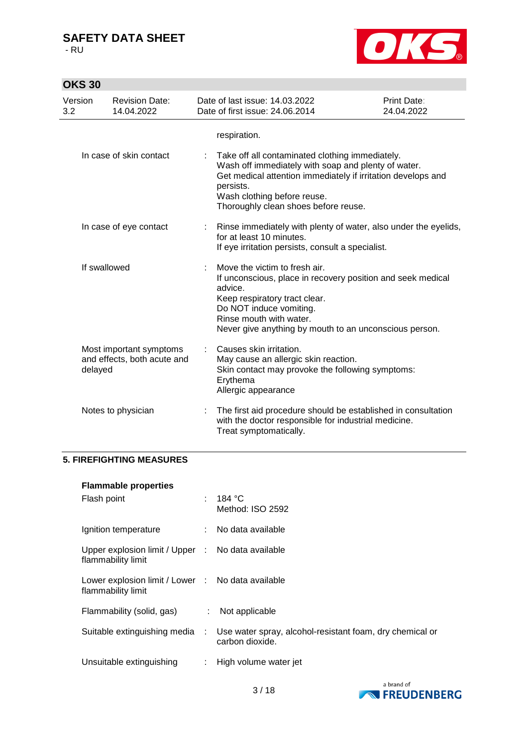respiration.

| | | |
|---|---|---|
| In case of skin contact | : | Take off all contaminated clothing immediately.<br>Wash off immediately with soap and plenty of water.<br>Get medical attention immediately if irritation develops and persists.<br>Wash clothing before reuse.<br>Thoroughly clean shoes before reuse. |
| In case of eye contact | : | Rinse immediately with plenty of water, also under the eyelids, for at least 10 minutes.<br>If eye irritation persists, consult a specialist. |
| If swallowed | : | Move the victim to fresh air.<br>If unconscious, place in recovery position and seek medical advice.<br>Keep respiratory tract clear.<br>Do NOT induce vomiting.<br>Rinse mouth with water.<br>Never give anything by mouth to an unconscious person. |
| Most important symptoms and effects, both acute and delayed | : | Causes skin irritation.<br>May cause an allergic skin reaction.<br>Skin contact may provoke the following symptoms:<br>Erythema<br>Allergic appearance |
| Notes to physician | : | The first aid procedure should be established in consultation with the doctor responsible for industrial medicine.<br>Treat symptomatically. |

## 5. FIREFIGHTING MEASURES

**Flammable properties**

| | | |
|---|---|---|
| Flash point | : | 184 °C<br>Method: ISO 2592 |
| Ignition temperature | : | No data available |
| Upper explosion limit / Upper flammability limit | : | No data available |
| Lower explosion limit / Lower flammability limit | : | No data available |
| Flammability (solid, gas) | : | Not applicable |
| Suitable extinguishing media | : | Use water spray, alcohol-resistant foam, dry chemical or carbon dioxide. |
| Unsuitable extinguishing | : | High volume water jet |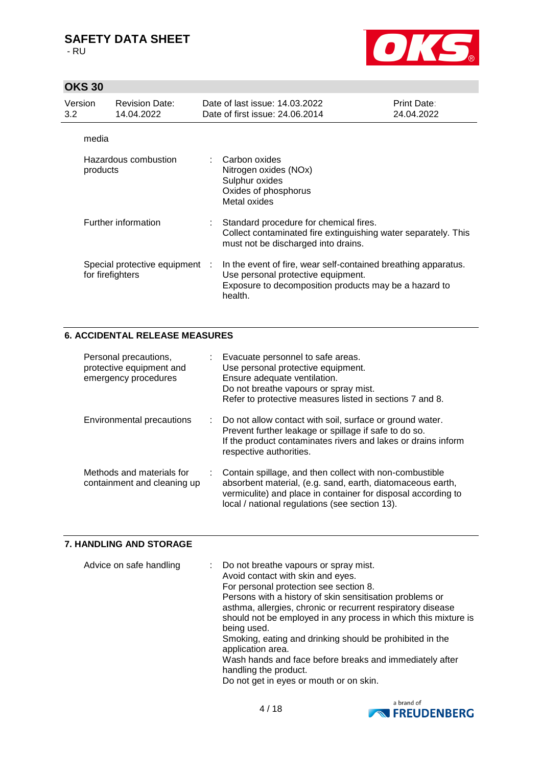media

| | |
|---|---|
| Hazardous combustion products | : Carbon oxides<br>Nitrogen oxides (NOx)<br>Sulphur oxides<br>Oxides of phosphorus<br>Metal oxides |
| Further information | : Standard procedure for chemical fires.<br>Collect contaminated fire extinguishing water separately. This must not be discharged into drains. |
| Special protective equipment for firefighters | : In the event of fire, wear self-contained breathing apparatus.<br>Use personal protective equipment.<br>Exposure to decomposition products may be a hazard to health. |

## 6. ACCIDENTAL RELEASE MEASURES

| | |
|---|---|
| Personal precautions, protective equipment and emergency procedures | : Evacuate personnel to safe areas.<br>Use personal protective equipment.<br>Ensure adequate ventilation.<br>Do not breathe vapours or spray mist.<br>Refer to protective measures listed in sections 7 and 8. |
| Environmental precautions | : Do not allow contact with soil, surface or ground water.<br>Prevent further leakage or spillage if safe to do so.<br>If the product contaminates rivers and lakes or drains inform respective authorities. |
| Methods and materials for containment and cleaning up | : Contain spillage, and then collect with non-combustible absorbent material, (e.g. sand, earth, diatomaceous earth, vermiculite) and place in container for disposal according to local / national regulations (see section 13). |

## 7. HANDLING AND STORAGE

| | |
|---|---|
| Advice on safe handling | : Do not breathe vapours or spray mist.<br>Avoid contact with skin and eyes.<br>For personal protection see section 8.<br>Persons with a history of skin sensitisation problems or asthma, allergies, chronic or recurrent respiratory disease should not be employed in any process in which this mixture is being used.<br>Smoking, eating and drinking should be prohibited in the application area.<br>Wash hands and face before breaks and immediately after handling the product.<br>Do not get in eyes or mouth or on skin. |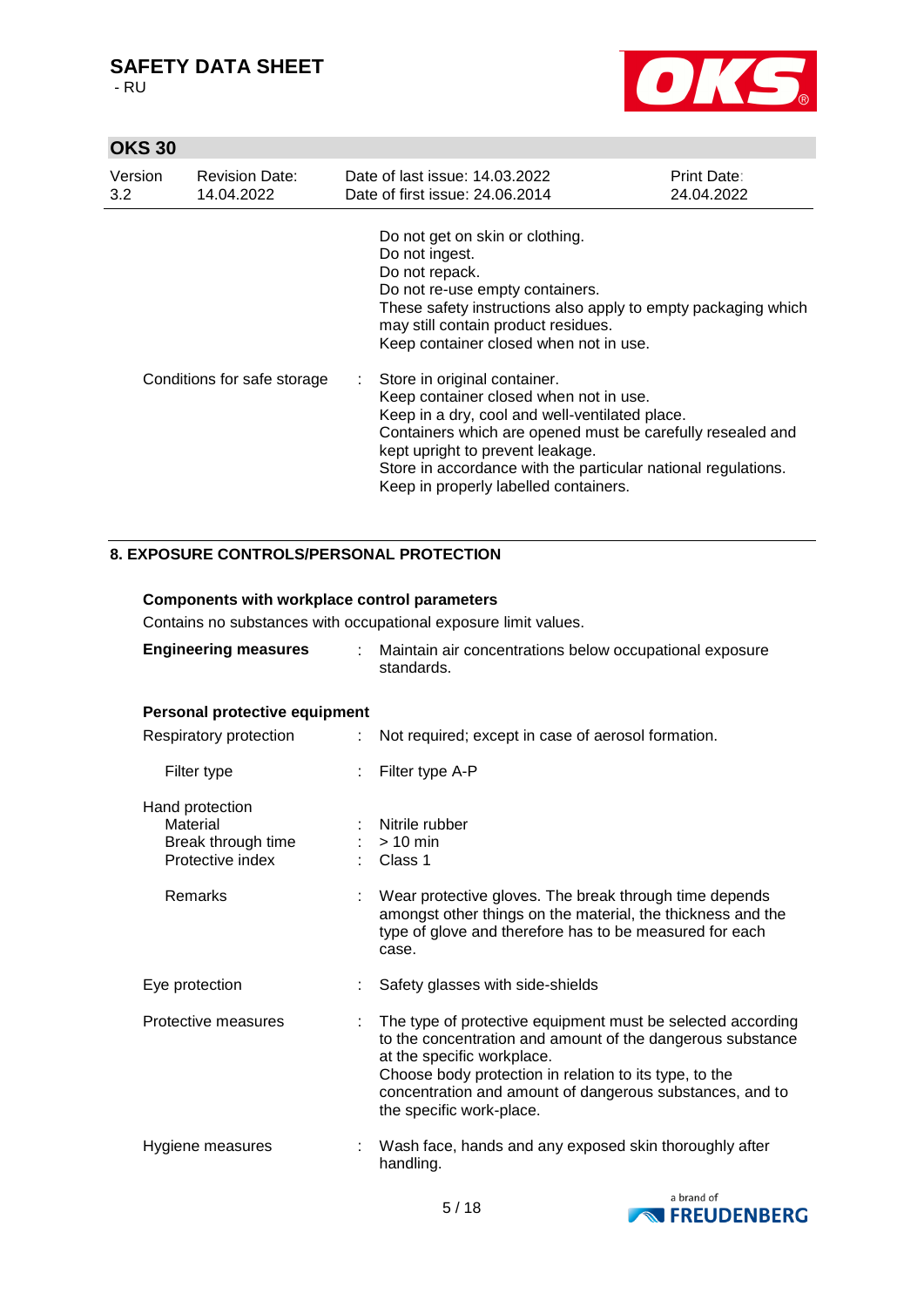| | | |
|---|---|---|
| | | Do not get on skin or clothing.<br>Do not ingest.<br>Do not repack.<br>Do not re-use empty containers.<br>These safety instructions also apply to empty packaging which may still contain product residues.<br>Keep container closed when not in use. |
| Conditions for safe storage | : | Store in original container.<br>Keep container closed when not in use.<br>Keep in a dry, cool and well-ventilated place.<br>Containers which are opened must be carefully resealed and kept upright to prevent leakage.<br>Store in accordance with the particular national regulations.<br>Keep in properly labelled containers. |

## 8. EXPOSURE CONTROLS/PERSONAL PROTECTION

**Components with workplace control parameters**

Contains no substances with occupational exposure limit values.

| | | |
|---|---|---|
| **Engineering measures** | : | Maintain air concentrations below occupational exposure standards. |

**Personal protective equipment**

| | | |
|---|---|---|
| Respiratory protection | : | Not required; except in case of aerosol formation. |
| Filter type | : | Filter type A-P |
| Hand protection | | |
| Material | : | Nitrile rubber |
| Break through time | : | > 10 min |
| Protective index | : | Class 1 |
| Remarks | : | Wear protective gloves. The break through time depends amongst other things on the material, the thickness and the type of glove and therefore has to be measured for each case. |
| Eye protection | : | Safety glasses with side-shields |
| Protective measures | : | The type of protective equipment must be selected according to the concentration and amount of the dangerous substance at the specific workplace.<br>Choose body protection in relation to its type, to the concentration and amount of dangerous substances, and to the specific work-place. |
| Hygiene measures | : | Wash face, hands and any exposed skin thoroughly after handling. |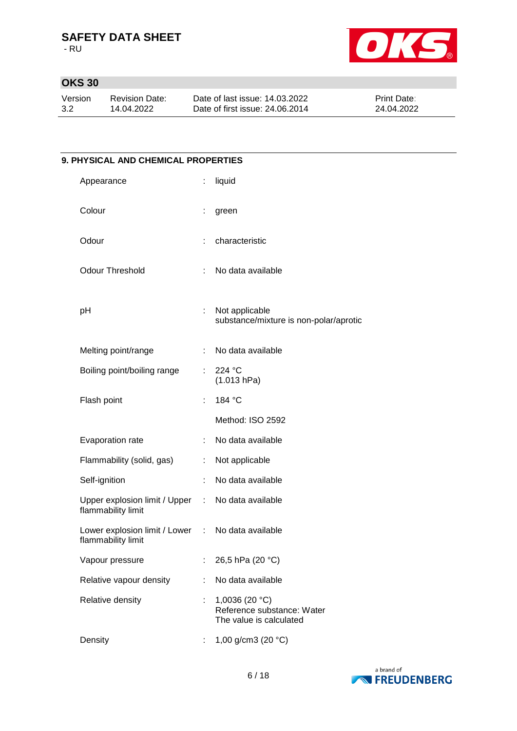## 9. PHYSICAL AND CHEMICAL PROPERTIES

| Property | | Value |
|---|---|---|
| Appearance | : | liquid |
| Colour | : | green |
| Odour | : | characteristic |
| Odour Threshold | : | No data available |
| pH | : | Not applicable<br>substance/mixture is non-polar/aprotic |
| Melting point/range | : | No data available |
| Boiling point/boiling range | : | 224 °C<br>(1.013 hPa) |
| Flash point | : | 184 °C<br><br>Method: ISO 2592 |
| Evaporation rate | : | No data available |
| Flammability (solid, gas) | : | Not applicable |
| Self-ignition | : | No data available |
| Upper explosion limit / Upper flammability limit | : | No data available |
| Lower explosion limit / Lower flammability limit | : | No data available |
| Vapour pressure | : | 26,5 hPa (20 °C) |
| Relative vapour density | : | No data available |
| Relative density | : | 1,0036 (20 °C)<br>Reference substance: Water<br>The value is calculated |
| Density | : | 1,00 g/cm3 (20 °C) |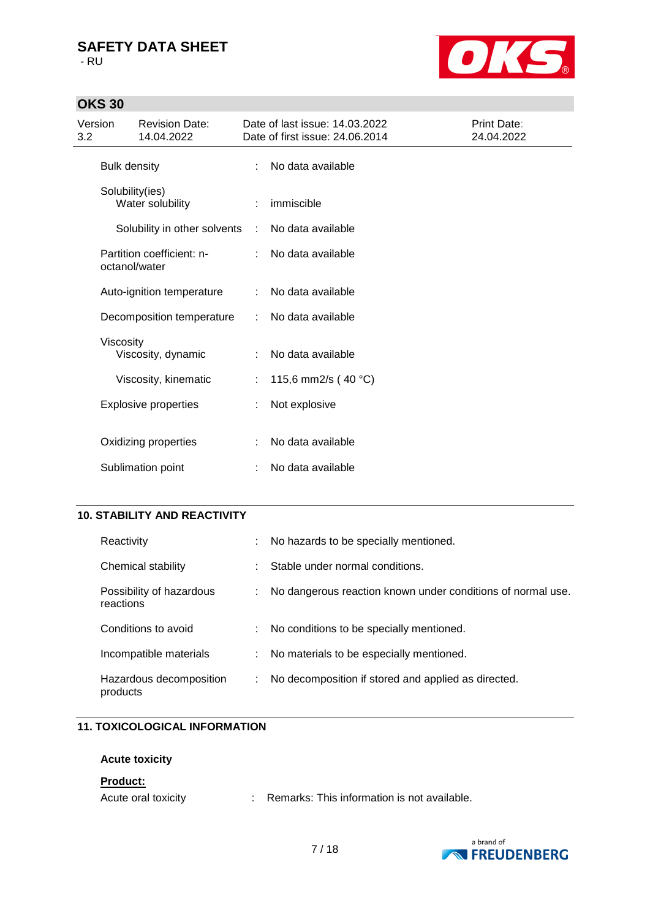| | | |
|---|---|---|
| Bulk density | : | No data available |
| Solubility(ies) | | |
| Water solubility | : | immiscible |
| Solubility in other solvents | : | No data available |
| Partition coefficient: n-octanol/water | : | No data available |
| Auto-ignition temperature | : | No data available |
| Decomposition temperature | : | No data available |
| Viscosity | | |
| Viscosity, dynamic | : | No data available |
| Viscosity, kinematic | : | 115,6 mm2/s ( 40 °C) |
| Explosive properties | : | Not explosive |
| Oxidizing properties | : | No data available |
| Sublimation point | : | No data available |

## 10. STABILITY AND REACTIVITY

| | | |
|---|---|---|
| Reactivity | : | No hazards to be specially mentioned. |
| Chemical stability | : | Stable under normal conditions. |
| Possibility of hazardous reactions | : | No dangerous reaction known under conditions of normal use. |
| Conditions to avoid | : | No conditions to be specially mentioned. |
| Incompatible materials | : | No materials to be especially mentioned. |
| Hazardous decomposition products | : | No decomposition if stored and applied as directed. |

## 11. TOXICOLOGICAL INFORMATION

**Acute toxicity**

**Product:**

Acute oral toxicity : Remarks: This information is not available.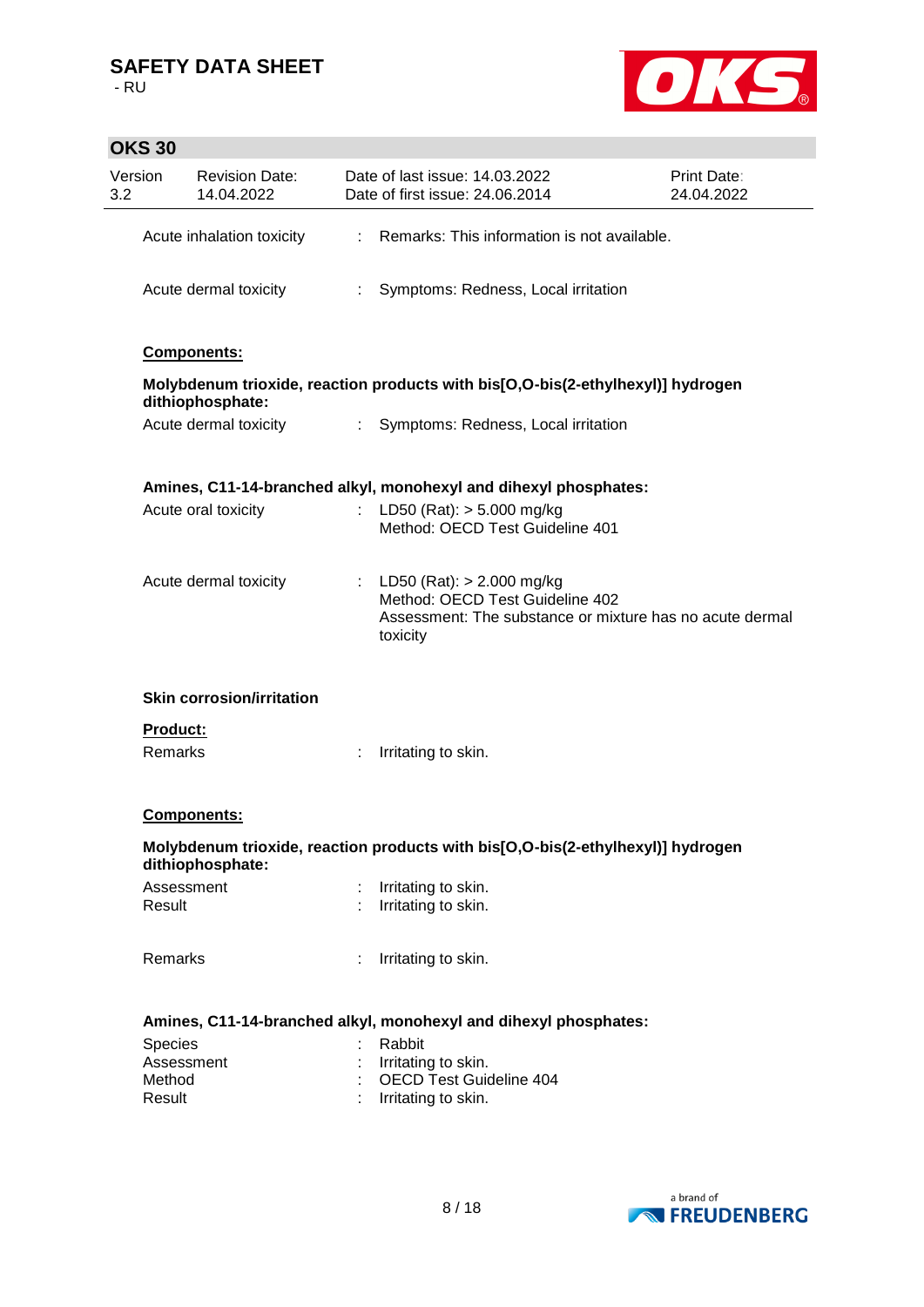Acute inhalation toxicity : Remarks: This information is not available.

Acute dermal toxicity : Symptoms: Redness, Local irritation

**Components:**

**Molybdenum trioxide, reaction products with bis[O,O-bis(2-ethylhexyl)] hydrogen dithiophosphate:**

Acute dermal toxicity : Symptoms: Redness, Local irritation

**Amines, C11-14-branched alkyl, monohexyl and dihexyl phosphates:**

Acute oral toxicity : LD50 (Rat): > 5.000 mg/kg
Method: OECD Test Guideline 401

Acute dermal toxicity : LD50 (Rat): > 2.000 mg/kg
Method: OECD Test Guideline 402
Assessment: The substance or mixture has no acute dermal toxicity

**Skin corrosion/irritation**

**Product:**

Remarks : Irritating to skin.

**Components:**

**Molybdenum trioxide, reaction products with bis[O,O-bis(2-ethylhexyl)] hydrogen dithiophosphate:**

Assessment : Irritating to skin.
Result : Irritating to skin.

Remarks : Irritating to skin.

**Amines, C11-14-branched alkyl, monohexyl and dihexyl phosphates:**

Species : Rabbit
Assessment : Irritating to skin.
Method : OECD Test Guideline 404
Result : Irritating to skin.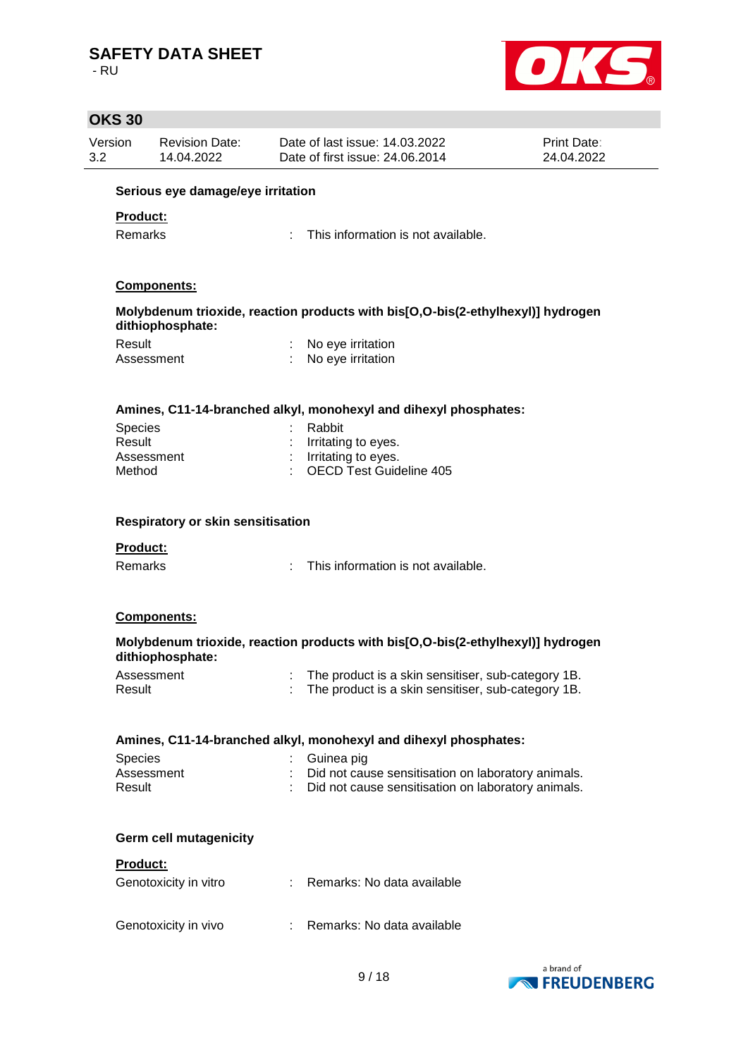**Serious eye damage/eye irritation**

**Product:**

Remarks : This information is not available.

**Components:**

**Molybdenum trioxide, reaction products with bis[O,O-bis(2-ethylhexyl)] hydrogen dithiophosphate:**

Result : No eye irritation
Assessment : No eye irritation

**Amines, C11-14-branched alkyl, monohexyl and dihexyl phosphates:**

Species : Rabbit
Result : Irritating to eyes.
Assessment : Irritating to eyes.
Method : OECD Test Guideline 405

**Respiratory or skin sensitisation**

**Product:**

Remarks : This information is not available.

**Components:**

**Molybdenum trioxide, reaction products with bis[O,O-bis(2-ethylhexyl)] hydrogen dithiophosphate:**

Assessment : The product is a skin sensitiser, sub-category 1B.
Result : The product is a skin sensitiser, sub-category 1B.

**Amines, C11-14-branched alkyl, monohexyl and dihexyl phosphates:**

Species : Guinea pig
Assessment : Did not cause sensitisation on laboratory animals.
Result : Did not cause sensitisation on laboratory animals.

**Germ cell mutagenicity**

**Product:**

Genotoxicity in vitro : Remarks: No data available

Genotoxicity in vivo : Remarks: No data available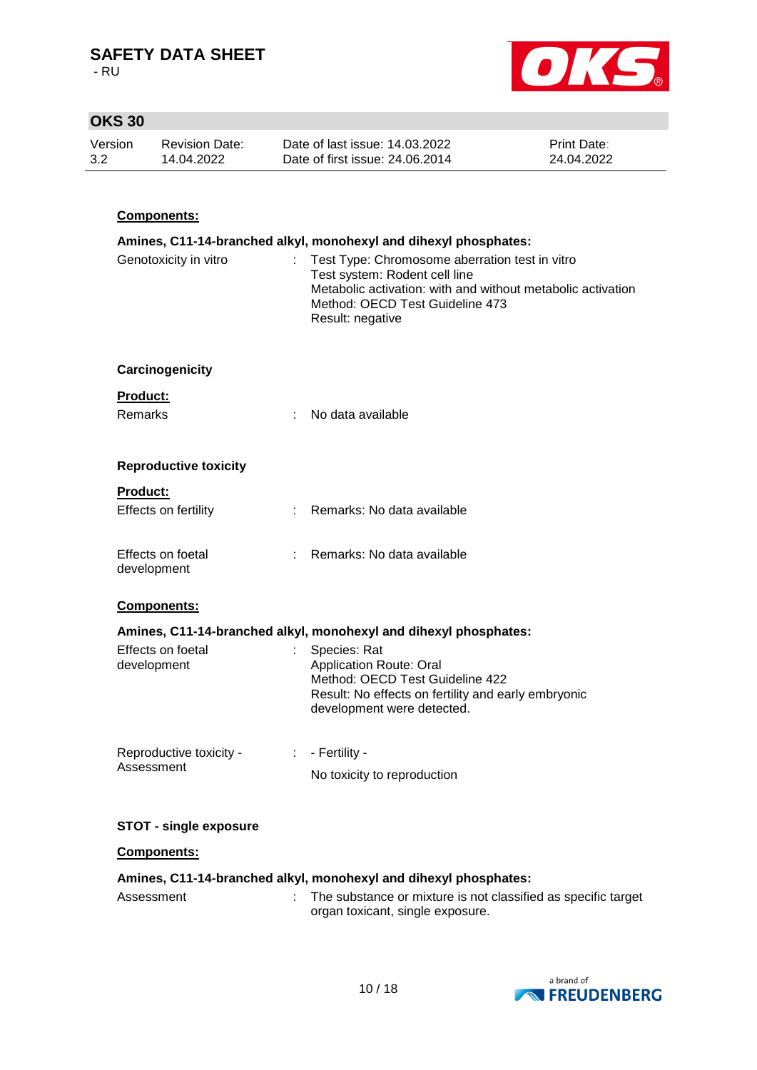**Components:**

**Amines, C11-14-branched alkyl, monohexyl and dihexyl phosphates:**

| | | |
|---|---|---|
| Genotoxicity in vitro | : | Test Type: Chromosome aberration test in vitro<br>Test system: Rodent cell line<br>Metabolic activation: with and without metabolic activation<br>Method: OECD Test Guideline 473<br>Result: negative |

**Carcinogenicity**

**Product:**

| | | |
|---|---|---|
| Remarks | : | No data available |

**Reproductive toxicity**

**Product:**

| | | |
|---|---|---|
| Effects on fertility | : | Remarks: No data available |
| Effects on foetal development | : | Remarks: No data available |

**Components:**

**Amines, C11-14-branched alkyl, monohexyl and dihexyl phosphates:**

| | | |
|---|---|---|
| Effects on foetal development | : | Species: Rat<br>Application Route: Oral<br>Method: OECD Test Guideline 422<br>Result: No effects on fertility and early embryonic development were detected. |
| Reproductive toxicity - Assessment | : | - Fertility -<br>No toxicity to reproduction |

**STOT - single exposure**

**Components:**

**Amines, C11-14-branched alkyl, monohexyl and dihexyl phosphates:**

| | | |
|---|---|---|
| Assessment | : | The substance or mixture is not classified as specific target organ toxicant, single exposure. |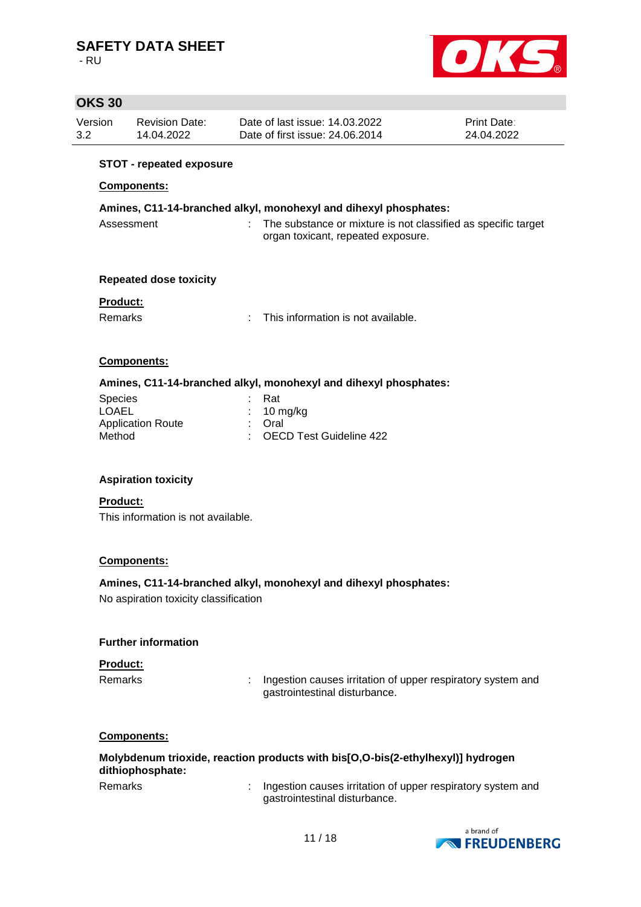**STOT - repeated exposure**

**Components:**

**Amines, C11-14-branched alkyl, monohexyl and dihexyl phosphates:**

| | | |
|---|---|---|
| Assessment | : | The substance or mixture is not classified as specific target organ toxicant, repeated exposure. |

**Repeated dose toxicity**

**Product:**

| | | |
|---|---|---|
| Remarks | : | This information is not available. |

**Components:**

**Amines, C11-14-branched alkyl, monohexyl and dihexyl phosphates:**

| | | |
|---|---|---|
| Species | : | Rat |
| LOAEL | : | 10 mg/kg |
| Application Route | : | Oral |
| Method | : | OECD Test Guideline 422 |

**Aspiration toxicity**

**Product:**

This information is not available.

**Components:**

**Amines, C11-14-branched alkyl, monohexyl and dihexyl phosphates:**

No aspiration toxicity classification

**Further information**

**Product:**

| | | |
|---|---|---|
| Remarks | : | Ingestion causes irritation of upper respiratory system and gastrointestinal disturbance. |

**Components:**

**Molybdenum trioxide, reaction products with bis[O,O-bis(2-ethylhexyl)] hydrogen dithiophosphate:**

| | | |
|---|---|---|
| Remarks | : | Ingestion causes irritation of upper respiratory system and gastrointestinal disturbance. |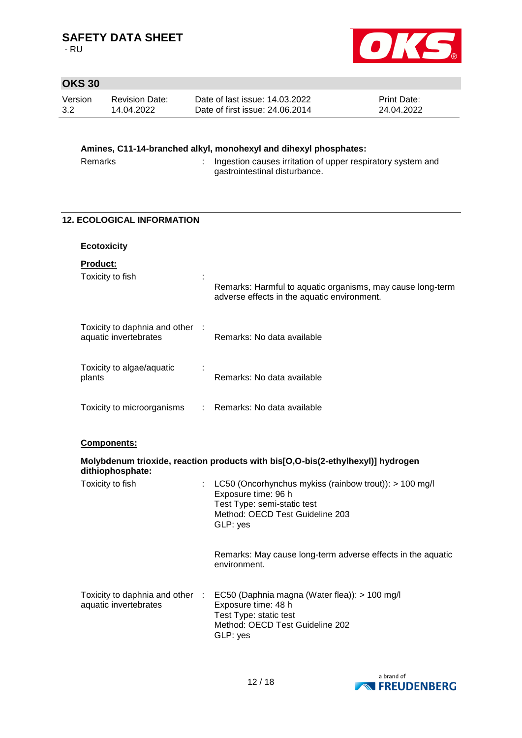**Amines, C11-14-branched alkyl, monohexyl and dihexyl phosphates:**

Remarks : Ingestion causes irritation of upper respiratory system and gastrointestinal disturbance.

## 12. ECOLOGICAL INFORMATION

### Ecotoxicity

**Product:**

Toxicity to fish : Remarks: Harmful to aquatic organisms, may cause long-term adverse effects in the aquatic environment.

Toxicity to daphnia and other aquatic invertebrates : Remarks: No data available

Toxicity to algae/aquatic plants : Remarks: No data available

Toxicity to microorganisms : Remarks: No data available

**Components:**

**Molybdenum trioxide, reaction products with bis[O,O-bis(2-ethylhexyl)] hydrogen dithiophosphate:**

Toxicity to fish : LC50 (Oncorhynchus mykiss (rainbow trout)): > 100 mg/l
Exposure time: 96 h
Test Type: semi-static test
Method: OECD Test Guideline 203
GLP: yes

Remarks: May cause long-term adverse effects in the aquatic environment.

Toxicity to daphnia and other aquatic invertebrates : EC50 (Daphnia magna (Water flea)): > 100 mg/l
Exposure time: 48 h
Test Type: static test
Method: OECD Test Guideline 202
GLP: yes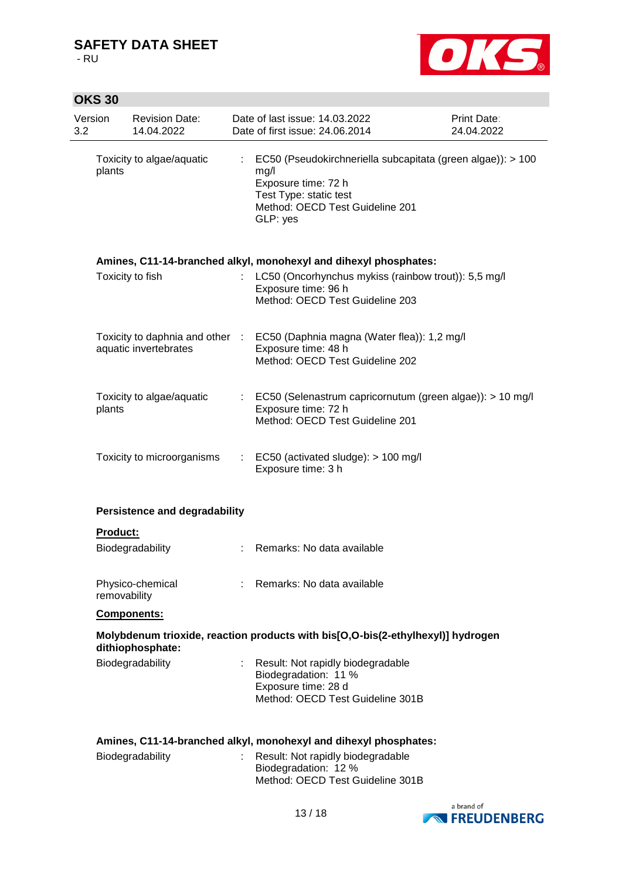| | | |
|---|---|---|
| Toxicity to algae/aquatic plants | : | EC50 (Pseudokirchneriella subcapitata (green algae)): > 100 mg/l<br>Exposure time: 72 h<br>Test Type: static test<br>Method: OECD Test Guideline 201<br>GLP: yes |

**Amines, C11-14-branched alkyl, monohexyl and dihexyl phosphates:**

| | | |
|---|---|---|
| Toxicity to fish | : | LC50 (Oncorhynchus mykiss (rainbow trout)): 5,5 mg/l<br>Exposure time: 96 h<br>Method: OECD Test Guideline 203 |
| Toxicity to daphnia and other aquatic invertebrates | : | EC50 (Daphnia magna (Water flea)): 1,2 mg/l<br>Exposure time: 48 h<br>Method: OECD Test Guideline 202 |
| Toxicity to algae/aquatic plants | : | EC50 (Selenastrum capricornutum (green algae)): > 10 mg/l<br>Exposure time: 72 h<br>Method: OECD Test Guideline 201 |
| Toxicity to microorganisms | : | EC50 (activated sludge): > 100 mg/l<br>Exposure time: 3 h |

**Persistence and degradability**

**Product:**

| | | |
|---|---|---|
| Biodegradability | : | Remarks: No data available |
| Physico-chemical removability | : | Remarks: No data available |

**Components:**

**Molybdenum trioxide, reaction products with bis[O,O-bis(2-ethylhexyl)] hydrogen dithiophosphate:**

| | | |
|---|---|---|
| Biodegradability | : | Result: Not rapidly biodegradable<br>Biodegradation: 11 %<br>Exposure time: 28 d<br>Method: OECD Test Guideline 301B |

**Amines, C11-14-branched alkyl, monohexyl and dihexyl phosphates:**

| | | |
|---|---|---|
| Biodegradability | : | Result: Not rapidly biodegradable<br>Biodegradation: 12 %<br>Method: OECD Test Guideline 301B |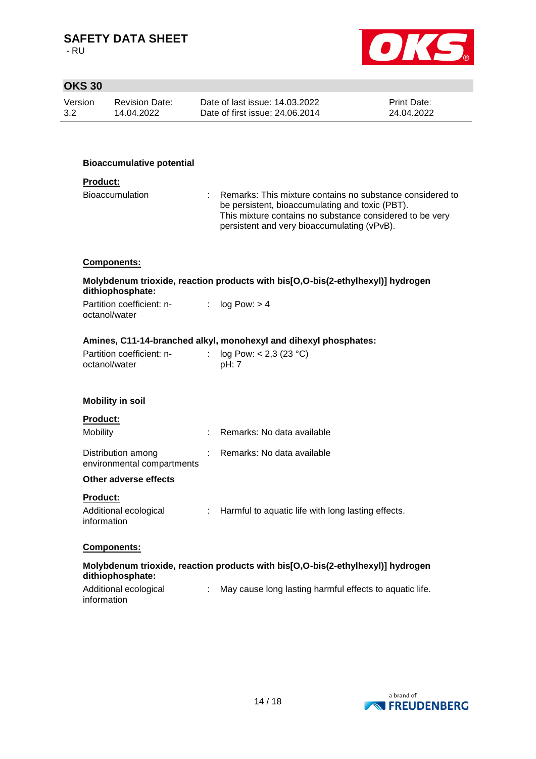**Bioaccumulative potential**

**Product:**

| | | |
|---|---|---|
| Bioaccumulation | : | Remarks: This mixture contains no substance considered to be persistent, bioaccumulating and toxic (PBT). This mixture contains no substance considered to be very persistent and very bioaccumulating (vPvB). |

**Components:**

**Molybdenum trioxide, reaction products with bis[O,O-bis(2-ethylhexyl)] hydrogen dithiophosphate:**

| | | |
|---|---|---|
| Partition coefficient: n-octanol/water | : | log Pow: > 4 |

**Amines, C11-14-branched alkyl, monohexyl and dihexyl phosphates:**

| | | |
|---|---|---|
| Partition coefficient: n-octanol/water | : | log Pow: < 2,3 (23 °C)<br>pH: 7 |

**Mobility in soil**

**Product:**

| | | |
|---|---|---|
| Mobility | : | Remarks: No data available |
| Distribution among environmental compartments | : | Remarks: No data available |

**Other adverse effects**

**Product:**

| | | |
|---|---|---|
| Additional ecological information | : | Harmful to aquatic life with long lasting effects. |

**Components:**

**Molybdenum trioxide, reaction products with bis[O,O-bis(2-ethylhexyl)] hydrogen dithiophosphate:**

| | | |
|---|---|---|
| Additional ecological information | : | May cause long lasting harmful effects to aquatic life. |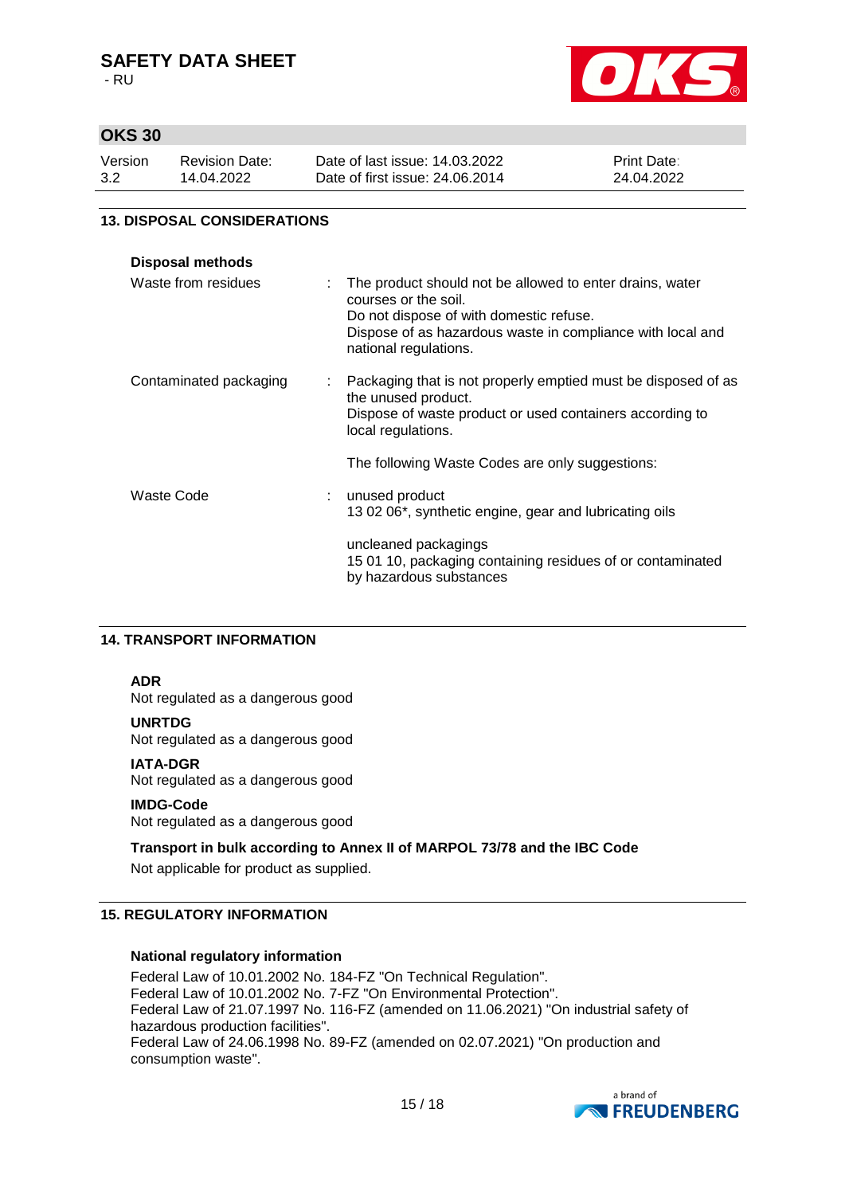## 13. DISPOSAL CONSIDERATIONS

**Disposal methods**

| | |
|---|---|
| Waste from residues | : The product should not be allowed to enter drains, water courses or the soil.<br>Do not dispose of with domestic refuse.<br>Dispose of as hazardous waste in compliance with local and national regulations. |
| Contaminated packaging | : Packaging that is not properly emptied must be disposed of as the unused product.<br>Dispose of waste product or used containers according to local regulations.<br><br>The following Waste Codes are only suggestions: |
| Waste Code | : unused product<br>13 02 06*, synthetic engine, gear and lubricating oils<br><br>uncleaned packagings<br>15 01 10, packaging containing residues of or contaminated by hazardous substances |

## 14. TRANSPORT INFORMATION

**ADR**
Not regulated as a dangerous good

**UNRTDG**
Not regulated as a dangerous good

**IATA-DGR**
Not regulated as a dangerous good

**IMDG-Code**
Not regulated as a dangerous good

**Transport in bulk according to Annex II of MARPOL 73/78 and the IBC Code**
Not applicable for product as supplied.

## 15. REGULATORY INFORMATION

**National regulatory information**
Federal Law of 10.01.2002 No. 184-FZ "On Technical Regulation".
Federal Law of 10.01.2002 No. 7-FZ "On Environmental Protection".
Federal Law of 21.07.1997 No. 116-FZ (amended on 11.06.2021) "On industrial safety of hazardous production facilities".
Federal Law of 24.06.1998 No. 89-FZ (amended on 02.07.2021) "On production and consumption waste".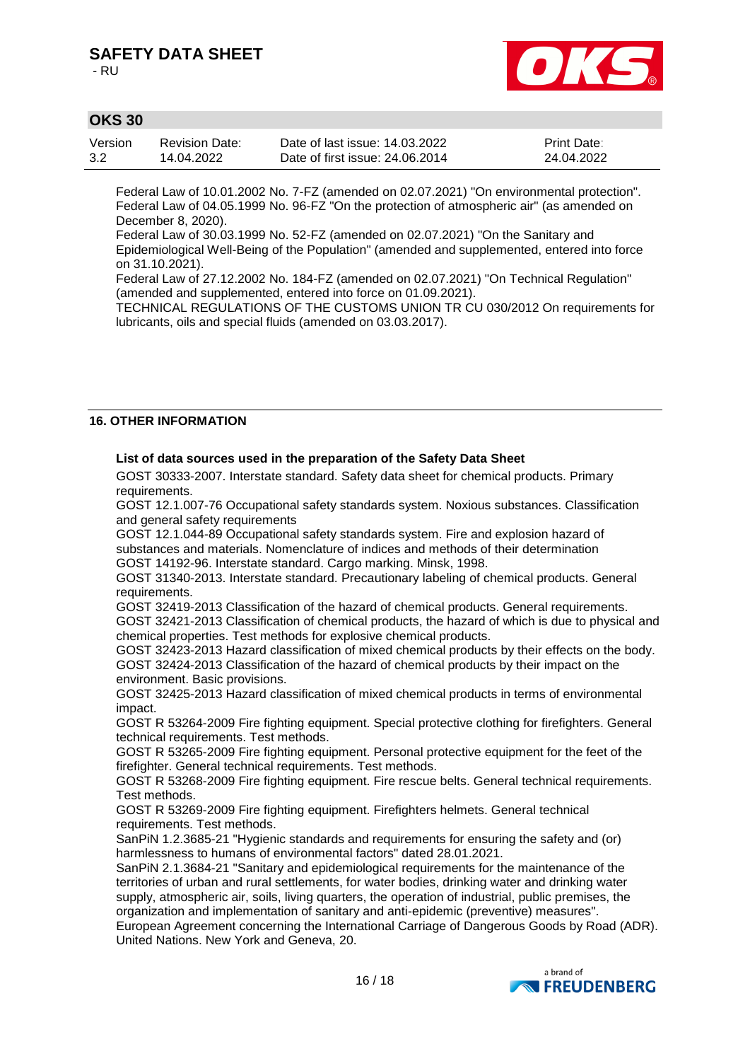Federal Law of 10.01.2002 No. 7-FZ (amended on 02.07.2021) "On environmental protection".
Federal Law of 04.05.1999 No. 96-FZ "On the protection of atmospheric air" (as amended on December 8, 2020).
Federal Law of 30.03.1999 No. 52-FZ (amended on 02.07.2021) "On the Sanitary and Epidemiological Well-Being of the Population" (amended and supplemented, entered into force on 31.10.2021).
Federal Law of 27.12.2002 No. 184-FZ (amended on 02.07.2021) "On Technical Regulation" (amended and supplemented, entered into force on 01.09.2021).
TECHNICAL REGULATIONS OF THE CUSTOMS UNION TR CU 030/2012 On requirements for lubricants, oils and special fluids (amended on 03.03.2017).

## 16. OTHER INFORMATION

**List of data sources used in the preparation of the Safety Data Sheet**

GOST 30333-2007. Interstate standard. Safety data sheet for chemical products. Primary requirements.
GOST 12.1.007-76 Occupational safety standards system. Noxious substances. Classification and general safety requirements
GOST 12.1.044-89 Occupational safety standards system. Fire and explosion hazard of substances and materials. Nomenclature of indices and methods of their determination
GOST 14192-96. Interstate standard. Cargo marking. Minsk, 1998.
GOST 31340-2013. Interstate standard. Precautionary labeling of chemical products. General requirements.
GOST 32419-2013 Classification of the hazard of chemical products. General requirements.
GOST 32421-2013 Classification of chemical products, the hazard of which is due to physical and chemical properties. Test methods for explosive chemical products.
GOST 32423-2013 Hazard classification of mixed chemical products by their effects on the body.
GOST 32424-2013 Classification of the hazard of chemical products by their impact on the environment. Basic provisions.
GOST 32425-2013 Hazard classification of mixed chemical products in terms of environmental impact.
GOST R 53264-2009 Fire fighting equipment. Special protective clothing for firefighters. General technical requirements. Test methods.
GOST R 53265-2009 Fire fighting equipment. Personal protective equipment for the feet of the firefighter. General technical requirements. Test methods.
GOST R 53268-2009 Fire fighting equipment. Fire rescue belts. General technical requirements. Test methods.
GOST R 53269-2009 Fire fighting equipment. Firefighters helmets. General technical requirements. Test methods.
SanPiN 1.2.3685-21 "Hygienic standards and requirements for ensuring the safety and (or) harmlessness to humans of environmental factors" dated 28.01.2021.
SanPiN 2.1.3684-21 "Sanitary and epidemiological requirements for the maintenance of the territories of urban and rural settlements, for water bodies, drinking water and drinking water supply, atmospheric air, soils, living quarters, the operation of industrial, public premises, the organization and implementation of sanitary and anti-epidemic (preventive) measures".
European Agreement concerning the International Carriage of Dangerous Goods by Road (ADR). United Nations. New York and Geneva, 20.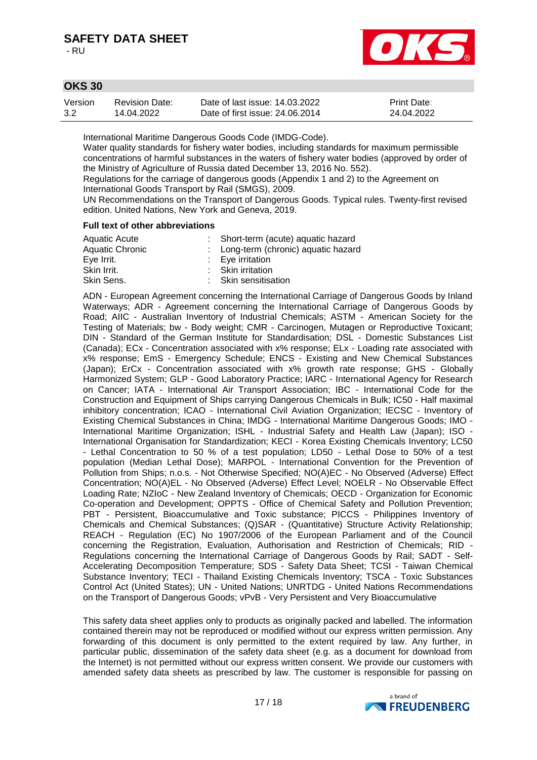International Maritime Dangerous Goods Code (IMDG-Code).
Water quality standards for fishery water bodies, including standards for maximum permissible concentrations of harmful substances in the waters of fishery water bodies (approved by order of the Ministry of Agriculture of Russia dated December 13, 2016 No. 552).
Regulations for the carriage of dangerous goods (Appendix 1 and 2) to the Agreement on International Goods Transport by Rail (SMGS), 2009.
UN Recommendations on the Transport of Dangerous Goods. Typical rules. Twenty-first revised edition. United Nations, New York and Geneva, 2019.

**Full text of other abbreviations**

| | | |
|---|---|---|
| Aquatic Acute | : | Short-term (acute) aquatic hazard |
| Aquatic Chronic | : | Long-term (chronic) aquatic hazard |
| Eye Irrit. | : | Eye irritation |
| Skin Irrit. | : | Skin irritation |
| Skin Sens. | : | Skin sensitisation |

ADN - European Agreement concerning the International Carriage of Dangerous Goods by Inland Waterways; ADR - Agreement concerning the International Carriage of Dangerous Goods by Road; AIIC - Australian Inventory of Industrial Chemicals; ASTM - American Society for the Testing of Materials; bw - Body weight; CMR - Carcinogen, Mutagen or Reproductive Toxicant; DIN - Standard of the German Institute for Standardisation; DSL - Domestic Substances List (Canada); ECx - Concentration associated with x% response; ELx - Loading rate associated with x% response; EmS - Emergency Schedule; ENCS - Existing and New Chemical Substances (Japan); ErCx - Concentration associated with x% growth rate response; GHS - Globally Harmonized System; GLP - Good Laboratory Practice; IARC - International Agency for Research on Cancer; IATA - International Air Transport Association; IBC - International Code for the Construction and Equipment of Ships carrying Dangerous Chemicals in Bulk; IC50 - Half maximal inhibitory concentration; ICAO - International Civil Aviation Organization; IECSC - Inventory of Existing Chemical Substances in China; IMDG - International Maritime Dangerous Goods; IMO - International Maritime Organization; ISHL - Industrial Safety and Health Law (Japan); ISO - International Organisation for Standardization; KECI - Korea Existing Chemicals Inventory; LC50 - Lethal Concentration to 50 % of a test population; LD50 - Lethal Dose to 50% of a test population (Median Lethal Dose); MARPOL - International Convention for the Prevention of Pollution from Ships; n.o.s. - Not Otherwise Specified; NO(A)EC - No Observed (Adverse) Effect Concentration; NO(A)EL - No Observed (Adverse) Effect Level; NOELR - No Observable Effect Loading Rate; NZIoC - New Zealand Inventory of Chemicals; OECD - Organization for Economic Co-operation and Development; OPPTS - Office of Chemical Safety and Pollution Prevention; PBT - Persistent, Bioaccumulative and Toxic substance; PICCS - Philippines Inventory of Chemicals and Chemical Substances; (Q)SAR - (Quantitative) Structure Activity Relationship; REACH - Regulation (EC) No 1907/2006 of the European Parliament and of the Council concerning the Registration, Evaluation, Authorisation and Restriction of Chemicals; RID - Regulations concerning the International Carriage of Dangerous Goods by Rail; SADT - Self-Accelerating Decomposition Temperature; SDS - Safety Data Sheet; TCSI - Taiwan Chemical Substance Inventory; TECI - Thailand Existing Chemicals Inventory; TSCA - Toxic Substances Control Act (United States); UN - United Nations; UNRTDG - United Nations Recommendations on the Transport of Dangerous Goods; vPvB - Very Persistent and Very Bioaccumulative

This safety data sheet applies only to products as originally packed and labelled. The information contained therein may not be reproduced or modified without our express written permission. Any forwarding of this document is only permitted to the extent required by law. Any further, in particular public, dissemination of the safety data sheet (e.g. as a document for download from the Internet) is not permitted without our express written consent. We provide our customers with amended safety data sheets as prescribed by law. The customer is responsible for passing on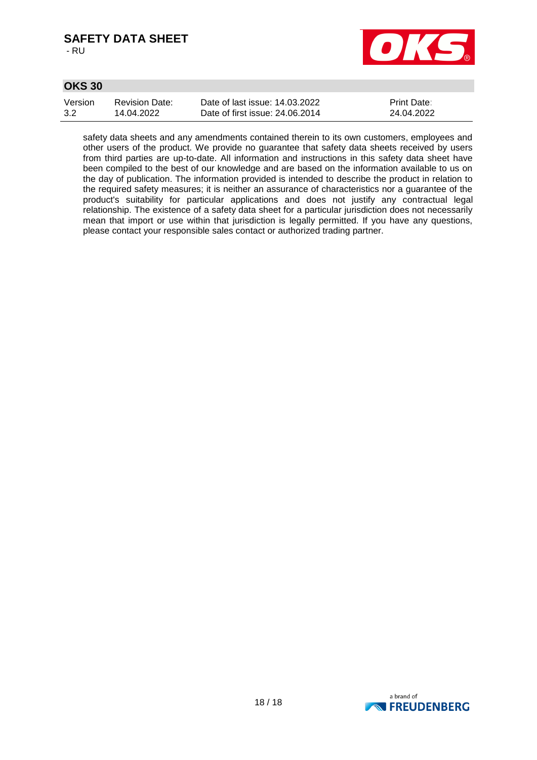safety data sheets and any amendments contained therein to its own customers, employees and other users of the product. We provide no guarantee that safety data sheets received by users from third parties are up-to-date. All information and instructions in this safety data sheet have been compiled to the best of our knowledge and are based on the information available to us on the day of publication. The information provided is intended to describe the product in relation to the required safety measures; it is neither an assurance of characteristics nor a guarantee of the product's suitability for particular applications and does not justify any contractual legal relationship. The existence of a safety data sheet for a particular jurisdiction does not necessarily mean that import or use within that jurisdiction is legally permitted. If you have any questions, please contact your responsible sales contact or authorized trading partner.